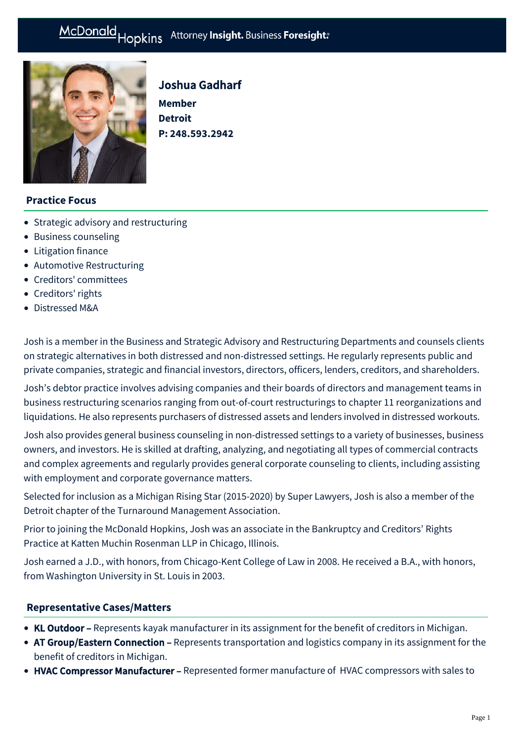# Joshua Gadharf

**Member**
**Detroit**
**P: 248.593.2942**

## Practice Focus

- Strategic advisory and restructuring
- Business counseling
- Litigation finance
- Automotive Restructuring
- Creditors' committees
- Creditors' rights
- Distressed M&A

Josh is a member in the Business and Strategic Advisory and Restructuring Departments and counsels clients on strategic alternatives in both distressed and non-distressed settings. He regularly represents public and private companies, strategic and financial investors, directors, officers, lenders, creditors, and shareholders.

Josh's debtor practice involves advising companies and their boards of directors and management teams in business restructuring scenarios ranging from out-of-court restructurings to chapter 11 reorganizations and liquidations. He also represents purchasers of distressed assets and lenders involved in distressed workouts.

Josh also provides general business counseling in non-distressed settings to a variety of businesses, business owners, and investors. He is skilled at drafting, analyzing, and negotiating all types of commercial contracts and complex agreements and regularly provides general corporate counseling to clients, including assisting with employment and corporate governance matters.

Selected for inclusion as a Michigan Rising Star (2015-2020) by Super Lawyers, Josh is also a member of the Detroit chapter of the Turnaround Management Association.

Prior to joining the McDonald Hopkins, Josh was an associate in the Bankruptcy and Creditors' Rights Practice at Katten Muchin Rosenman LLP in Chicago, Illinois.

Josh earned a J.D., with honors, from Chicago-Kent College of Law in 2008. He received a B.A., with honors, from Washington University in St. Louis in 2003.

## Representative Cases/Matters

- **KL Outdoor –** Represents kayak manufacturer in its assignment for the benefit of creditors in Michigan.
- **AT Group/Eastern Connection –** Represents transportation and logistics company in its assignment for the benefit of creditors in Michigan.
- **HVAC Compressor Manufacturer –** Represented former manufacture of HVAC compressors with sales to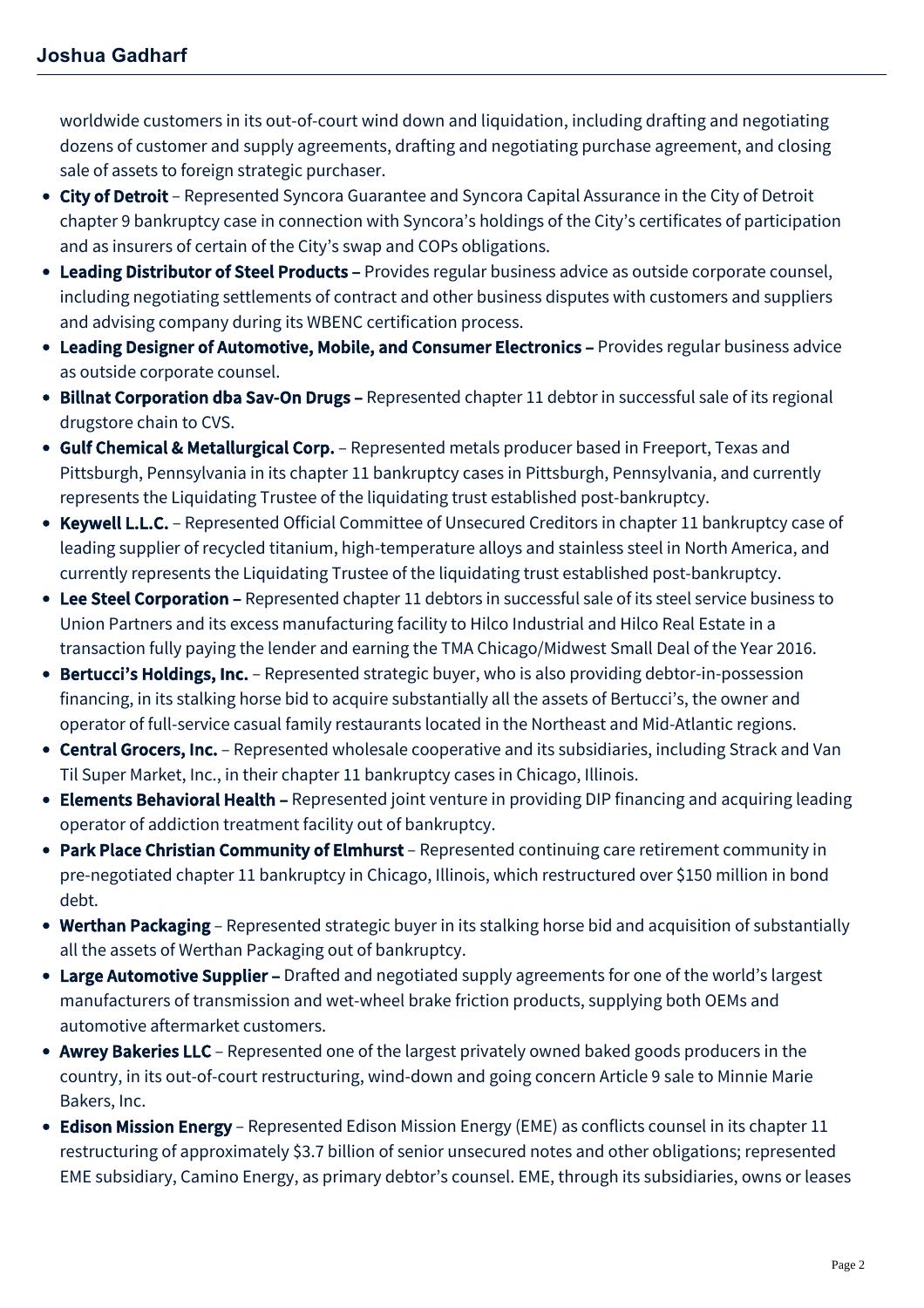worldwide customers in its out-of-court wind down and liquidation, including drafting and negotiating dozens of customer and supply agreements, drafting and negotiating purchase agreement, and closing sale of assets to foreign strategic purchaser.

- **City of Detroit** – Represented Syncora Guarantee and Syncora Capital Assurance in the City of Detroit chapter 9 bankruptcy case in connection with Syncora's holdings of the City's certificates of participation and as insurers of certain of the City's swap and COPs obligations.
- **Leading Distributor of Steel Products –** Provides regular business advice as outside corporate counsel, including negotiating settlements of contract and other business disputes with customers and suppliers and advising company during its WBENC certification process.
- **Leading Designer of Automotive, Mobile, and Consumer Electronics –** Provides regular business advice as outside corporate counsel.
- **Billnat Corporation dba Sav-On Drugs –** Represented chapter 11 debtor in successful sale of its regional drugstore chain to CVS.
- **Gulf Chemical & Metallurgical Corp.** – Represented metals producer based in Freeport, Texas and Pittsburgh, Pennsylvania in its chapter 11 bankruptcy cases in Pittsburgh, Pennsylvania, and currently represents the Liquidating Trustee of the liquidating trust established post-bankruptcy.
- **Keywell L.L.C.** – Represented Official Committee of Unsecured Creditors in chapter 11 bankruptcy case of leading supplier of recycled titanium, high-temperature alloys and stainless steel in North America, and currently represents the Liquidating Trustee of the liquidating trust established post-bankruptcy.
- **Lee Steel Corporation –** Represented chapter 11 debtors in successful sale of its steel service business to Union Partners and its excess manufacturing facility to Hilco Industrial and Hilco Real Estate in a transaction fully paying the lender and earning the TMA Chicago/Midwest Small Deal of the Year 2016.
- **Bertucci's Holdings, Inc.** – Represented strategic buyer, who is also providing debtor-in-possession financing, in its stalking horse bid to acquire substantially all the assets of Bertucci's, the owner and operator of full-service casual family restaurants located in the Northeast and Mid-Atlantic regions.
- **Central Grocers, Inc.** – Represented wholesale cooperative and its subsidiaries, including Strack and Van Til Super Market, Inc., in their chapter 11 bankruptcy cases in Chicago, Illinois.
- **Elements Behavioral Health –** Represented joint venture in providing DIP financing and acquiring leading operator of addiction treatment facility out of bankruptcy.
- **Park Place Christian Community of Elmhurst** – Represented continuing care retirement community in pre-negotiated chapter 11 bankruptcy in Chicago, Illinois, which restructured over $150 million in bond debt.
- **Werthan Packaging** – Represented strategic buyer in its stalking horse bid and acquisition of substantially all the assets of Werthan Packaging out of bankruptcy.
- **Large Automotive Supplier –** Drafted and negotiated supply agreements for one of the world's largest manufacturers of transmission and wet-wheel brake friction products, supplying both OEMs and automotive aftermarket customers.
- **Awrey Bakeries LLC** – Represented one of the largest privately owned baked goods producers in the country, in its out-of-court restructuring, wind-down and going concern Article 9 sale to Minnie Marie Bakers, Inc.
- **Edison Mission Energy** – Represented Edison Mission Energy (EME) as conflicts counsel in its chapter 11 restructuring of approximately $3.7 billion of senior unsecured notes and other obligations; represented EME subsidiary, Camino Energy, as primary debtor's counsel. EME, through its subsidiaries, owns or leases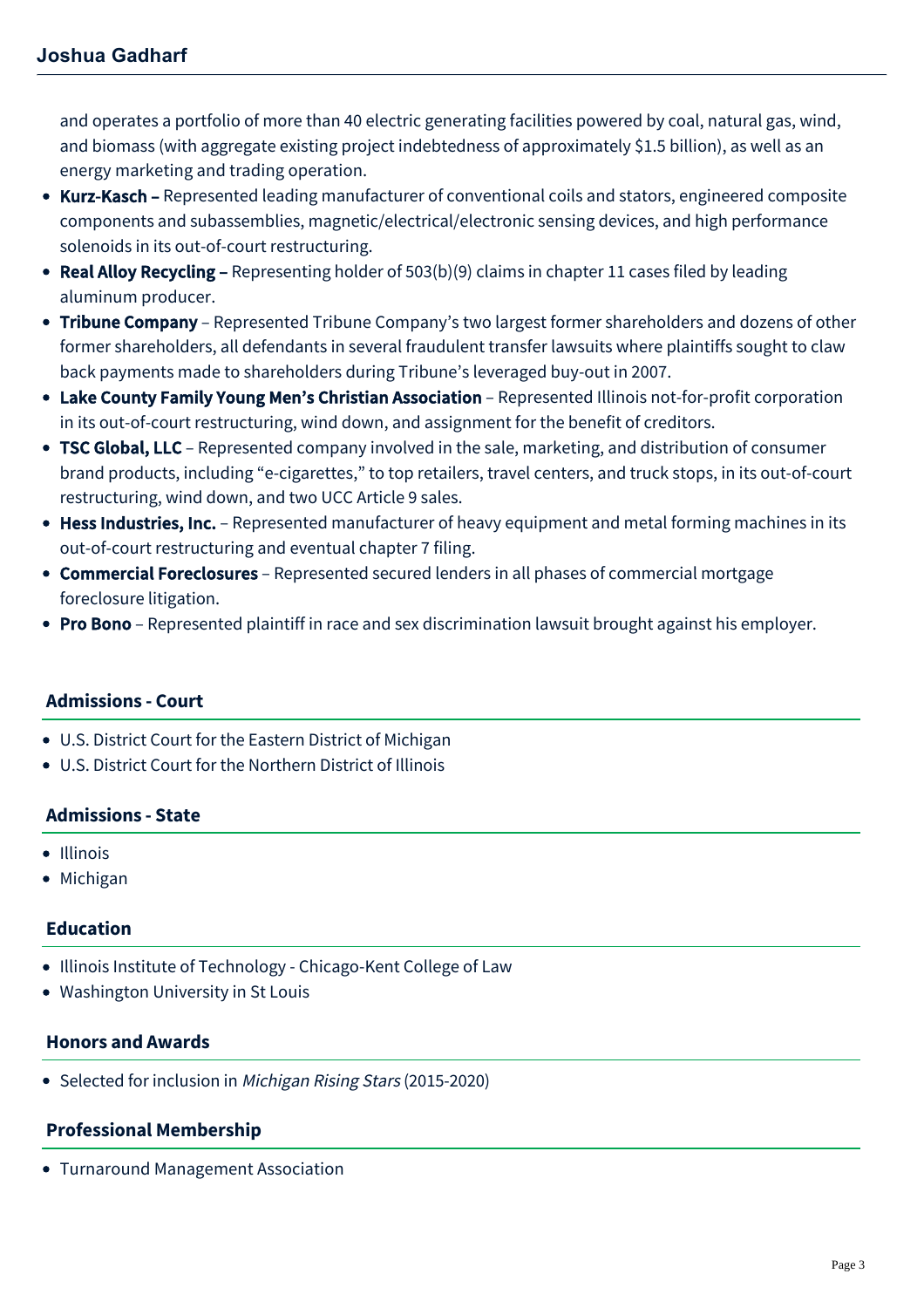and operates a portfolio of more than 40 electric generating facilities powered by coal, natural gas, wind, and biomass (with aggregate existing project indebtedness of approximately $1.5 billion), as well as an energy marketing and trading operation.

- **Kurz-Kasch –** Represented leading manufacturer of conventional coils and stators, engineered composite components and subassemblies, magnetic/electrical/electronic sensing devices, and high performance solenoids in its out-of-court restructuring.
- **Real Alloy Recycling –** Representing holder of 503(b)(9) claims in chapter 11 cases filed by leading aluminum producer.
- **Tribune Company** – Represented Tribune Company's two largest former shareholders and dozens of other former shareholders, all defendants in several fraudulent transfer lawsuits where plaintiffs sought to claw back payments made to shareholders during Tribune's leveraged buy-out in 2007.
- **Lake County Family Young Men's Christian Association** – Represented Illinois not-for-profit corporation in its out-of-court restructuring, wind down, and assignment for the benefit of creditors.
- **TSC Global, LLC** – Represented company involved in the sale, marketing, and distribution of consumer brand products, including "e-cigarettes," to top retailers, travel centers, and truck stops, in its out-of-court restructuring, wind down, and two UCC Article 9 sales.
- **Hess Industries, Inc.** – Represented manufacturer of heavy equipment and metal forming machines in its out-of-court restructuring and eventual chapter 7 filing.
- **Commercial Foreclosures** – Represented secured lenders in all phases of commercial mortgage foreclosure litigation.
- **Pro Bono** – Represented plaintiff in race and sex discrimination lawsuit brought against his employer.

## Admissions - Court

- U.S. District Court for the Eastern District of Michigan
- U.S. District Court for the Northern District of Illinois

## Admissions - State

- Illinois
- Michigan

## Education

- Illinois Institute of Technology - Chicago-Kent College of Law
- Washington University in St Louis

## Honors and Awards

- Selected for inclusion in *Michigan Rising Stars* (2015-2020)

## Professional Membership

- Turnaround Management Association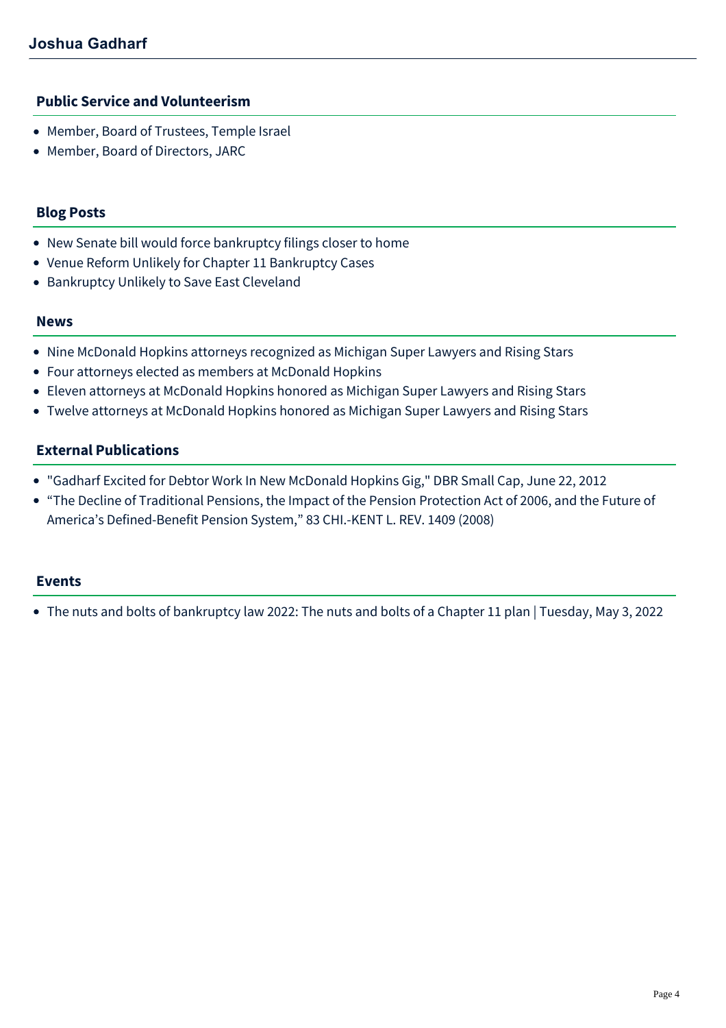## Public Service and Volunteerism

- Member, Board of Trustees, Temple Israel
- Member, Board of Directors, JARC

## Blog Posts

- New Senate bill would force bankruptcy filings closer to home
- Venue Reform Unlikely for Chapter 11 Bankruptcy Cases
- Bankruptcy Unlikely to Save East Cleveland

## News

- Nine McDonald Hopkins attorneys recognized as Michigan Super Lawyers and Rising Stars
- Four attorneys elected as members at McDonald Hopkins
- Eleven attorneys at McDonald Hopkins honored as Michigan Super Lawyers and Rising Stars
- Twelve attorneys at McDonald Hopkins honored as Michigan Super Lawyers and Rising Stars

## External Publications

- "Gadharf Excited for Debtor Work In New McDonald Hopkins Gig," DBR Small Cap, June 22, 2012
- "The Decline of Traditional Pensions, the Impact of the Pension Protection Act of 2006, and the Future of America's Defined-Benefit Pension System," 83 CHI.-KENT L. REV. 1409 (2008)

## Events

- The nuts and bolts of bankruptcy law 2022: The nuts and bolts of a Chapter 11 plan | Tuesday, May 3, 2022